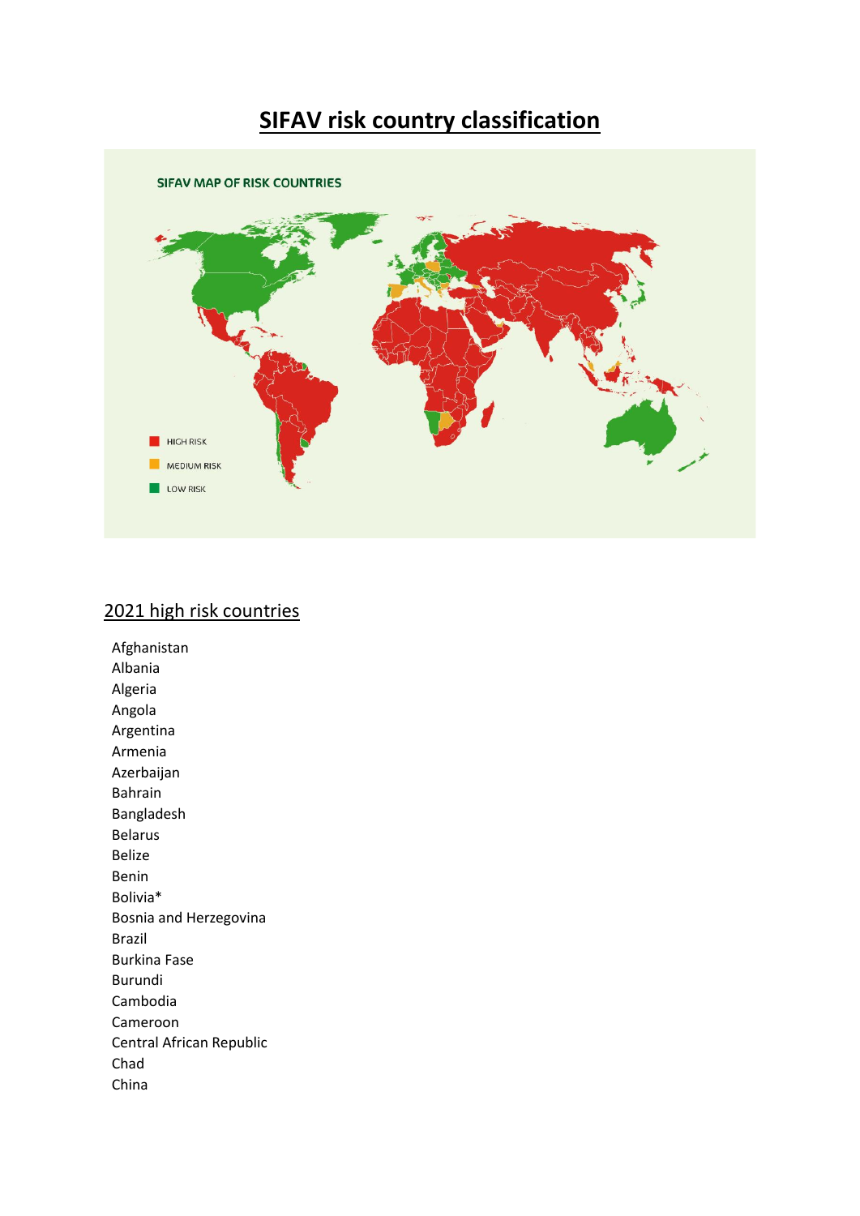# SIFAV risk country classification

SIFAV MAP OF RISK COUNTRIES

HIGH RISK

MEDIUM RISK

LOW RISK

## 2021 high risk countries

Afghanistan
Albania
Algeria
Angola
Argentina
Armenia
Azerbaijan
Bahrain
Bangladesh
Belarus
Belize
Benin
Bolivia*
Bosnia and Herzegovina
Brazil
Burkina Fase
Burundi
Cambodia
Cameroon
Central African Republic
Chad
China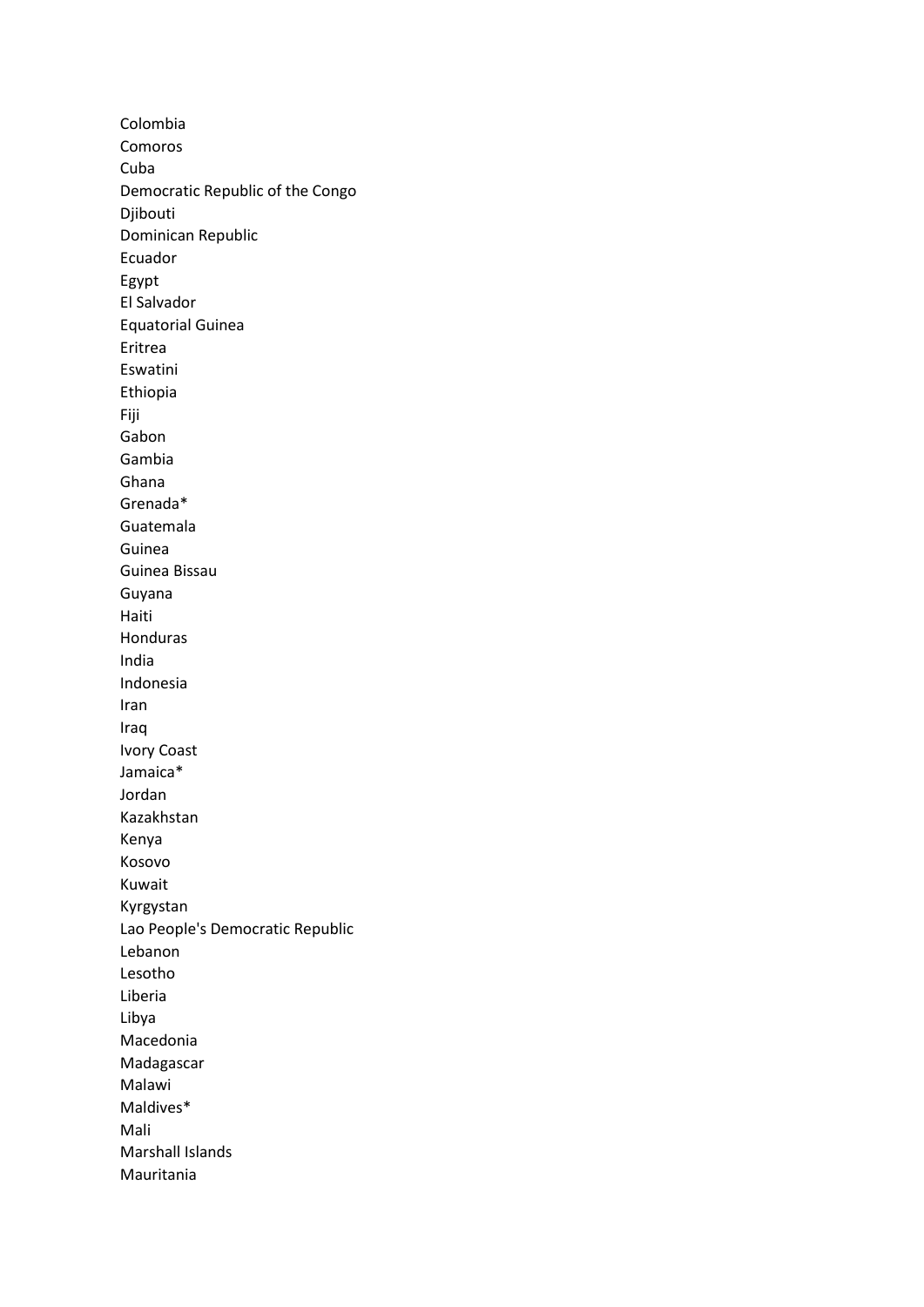Colombia
Comoros
Cuba
Democratic Republic of the Congo
Djibouti
Dominican Republic
Ecuador
Egypt
El Salvador
Equatorial Guinea
Eritrea
Eswatini
Ethiopia
Fiji
Gabon
Gambia
Ghana
Grenada*
Guatemala
Guinea
Guinea Bissau
Guyana
Haiti
Honduras
India
Indonesia
Iran
Iraq
Ivory Coast
Jamaica*
Jordan
Kazakhstan
Kenya
Kosovo
Kuwait
Kyrgystan
Lao People's Democratic Republic
Lebanon
Lesotho
Liberia
Libya
Macedonia
Madagascar
Malawi
Maldives*
Mali
Marshall Islands
Mauritania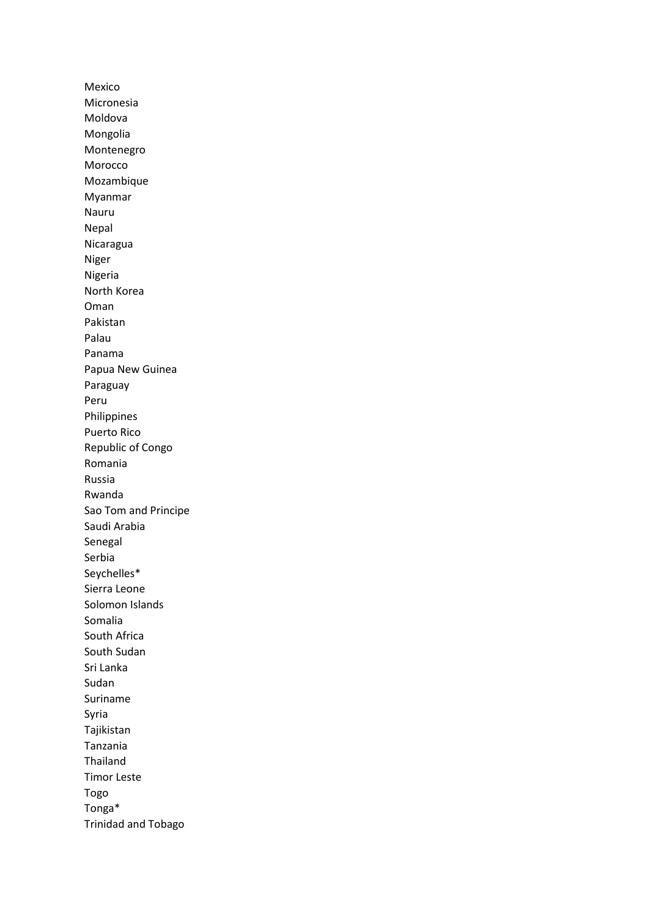Mexico
Micronesia
Moldova
Mongolia
Montenegro
Morocco
Mozambique
Myanmar
Nauru
Nepal
Nicaragua
Niger
Nigeria
North Korea
Oman
Pakistan
Palau
Panama
Papua New Guinea
Paraguay
Peru
Philippines
Puerto Rico
Republic of Congo
Romania
Russia
Rwanda
Sao Tom and Principe
Saudi Arabia
Senegal
Serbia
Seychelles*
Sierra Leone
Solomon Islands
Somalia
South Africa
South Sudan
Sri Lanka
Sudan
Suriname
Syria
Tajikistan
Tanzania
Thailand
Timor Leste
Togo
Tonga*
Trinidad and Tobago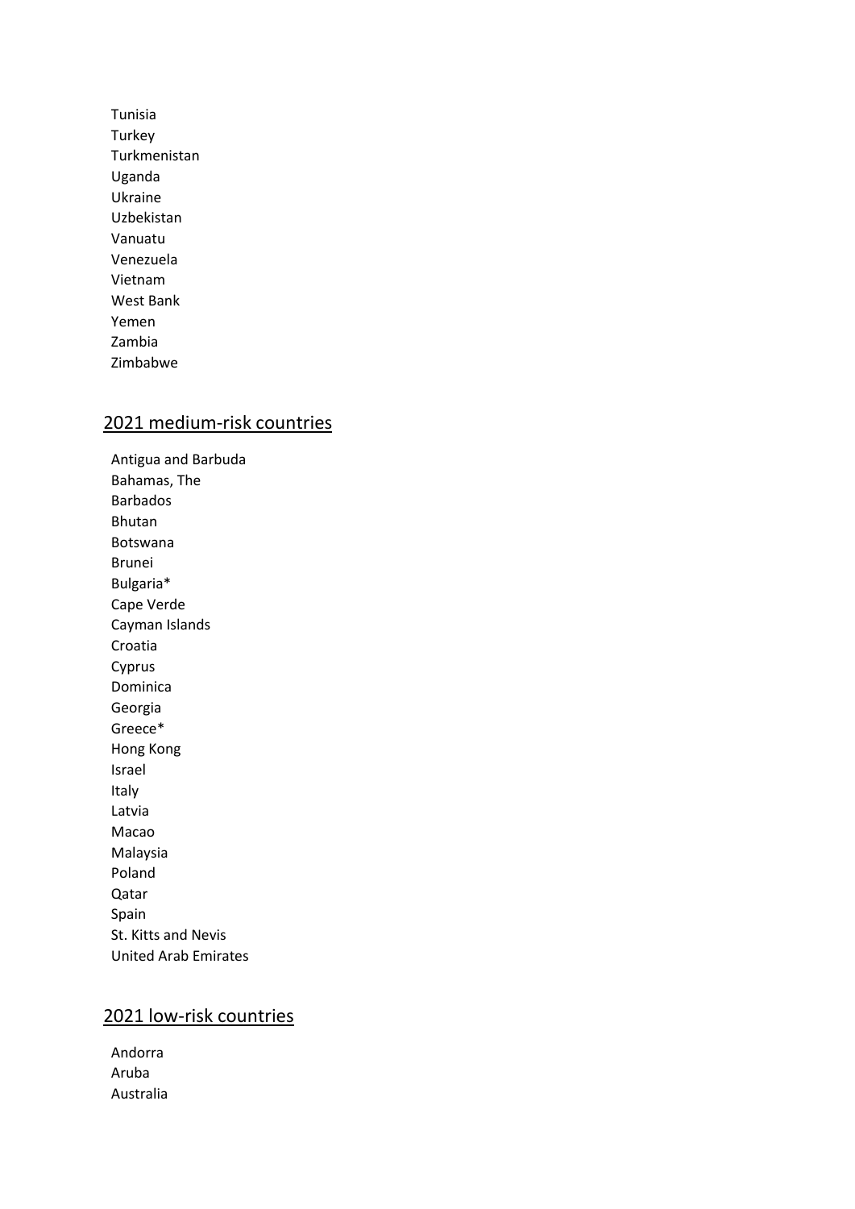Tunisia
Turkey
Turkmenistan
Uganda
Ukraine
Uzbekistan
Vanuatu
Venezuela
Vietnam
West Bank
Yemen
Zambia
Zimbabwe

## 2021 medium-risk countries

Antigua and Barbuda
Bahamas, The
Barbados
Bhutan
Botswana
Brunei
Bulgaria*
Cape Verde
Cayman Islands
Croatia
Cyprus
Dominica
Georgia
Greece*
Hong Kong
Israel
Italy
Latvia
Macao
Malaysia
Poland
Qatar
Spain
St. Kitts and Nevis
United Arab Emirates

## 2021 low-risk countries

Andorra
Aruba
Australia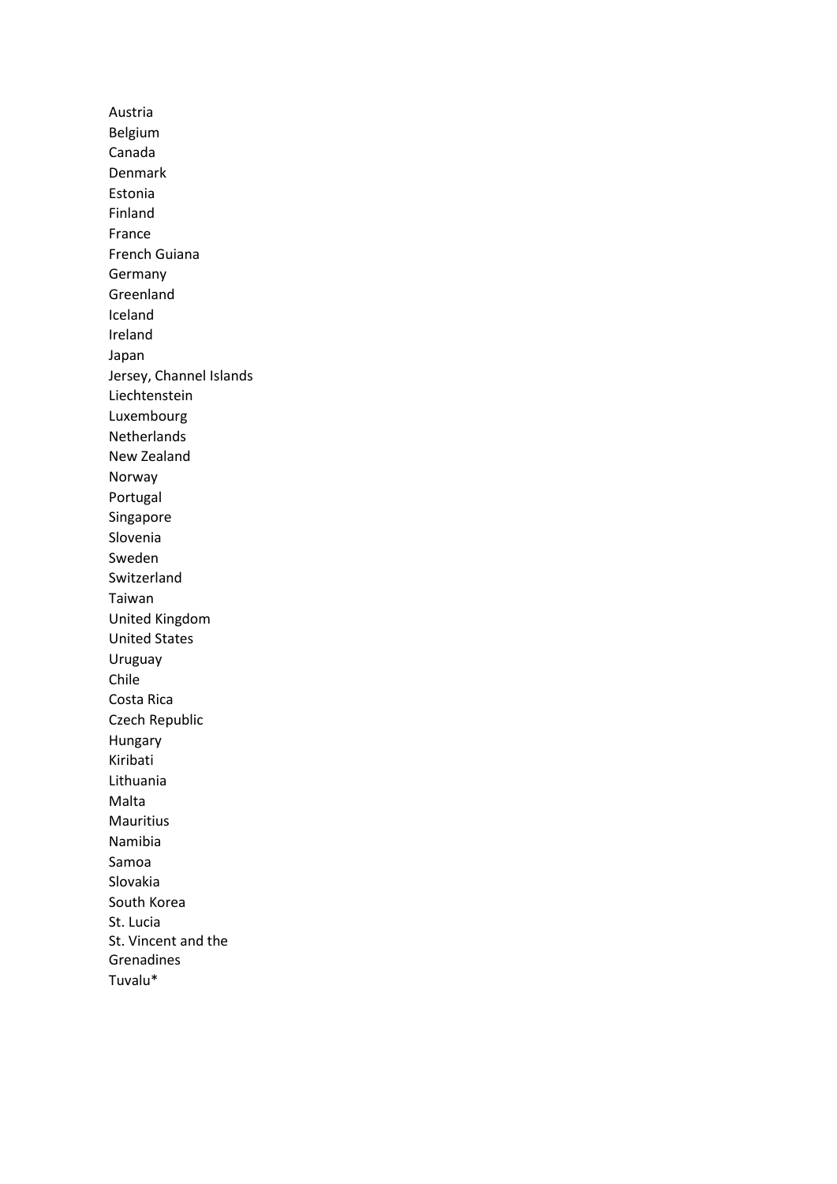Austria
Belgium
Canada
Denmark
Estonia
Finland
France
French Guiana
Germany
Greenland
Iceland
Ireland
Japan
Jersey, Channel Islands
Liechtenstein
Luxembourg
Netherlands
New Zealand
Norway
Portugal
Singapore
Slovenia
Sweden
Switzerland
Taiwan
United Kingdom
United States
Uruguay
Chile
Costa Rica
Czech Republic
Hungary
Kiribati
Lithuania
Malta
Mauritius
Namibia
Samoa
Slovakia
South Korea
St. Lucia
St. Vincent and the
Grenadines
Tuvalu*